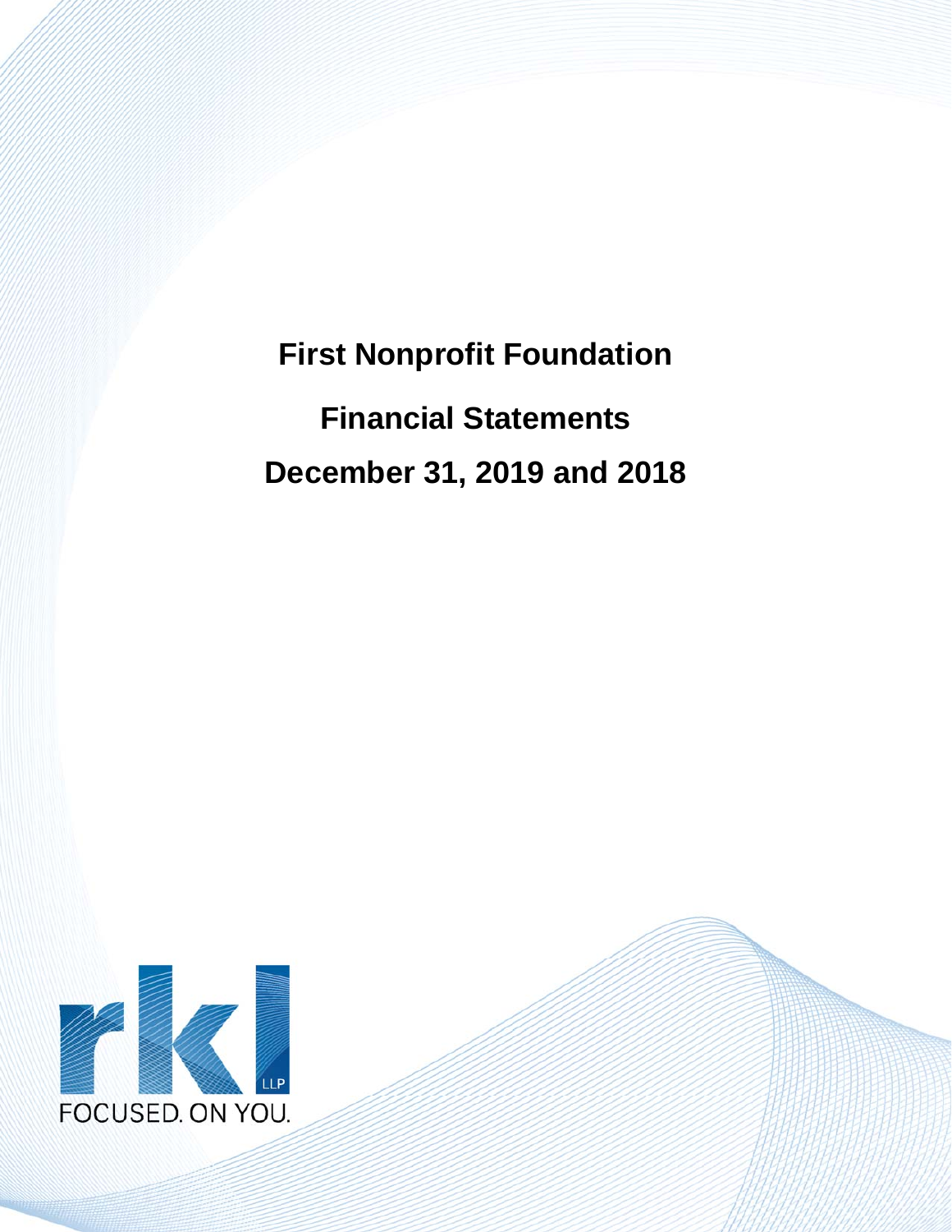# First Nonprofit Foundation

## Financial Statements

## December 31, 2019 and 2018

rkl LLP

FOCUSED. ON YOU.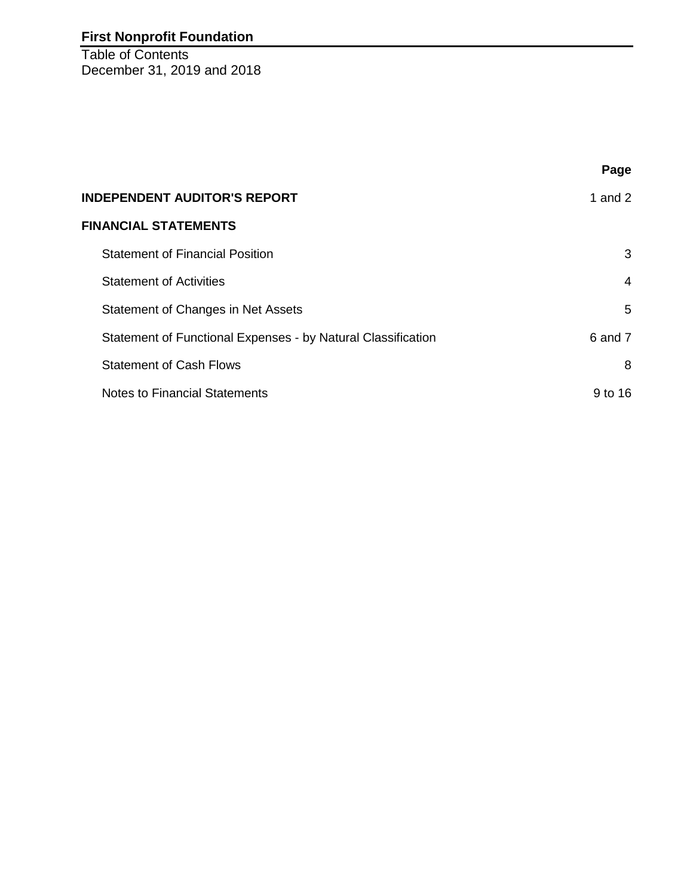**First Nonprofit Foundation**

Table of Contents
December 31, 2019 and 2018

| | Page |
|---|---|
| **INDEPENDENT AUDITOR'S REPORT** | 1 and 2 |
| **FINANCIAL STATEMENTS** | |
| Statement of Financial Position | 3 |
| Statement of Activities | 4 |
| Statement of Changes in Net Assets | 5 |
| Statement of Functional Expenses - by Natural Classification | 6 and 7 |
| Statement of Cash Flows | 8 |
| Notes to Financial Statements | 9 to 16 |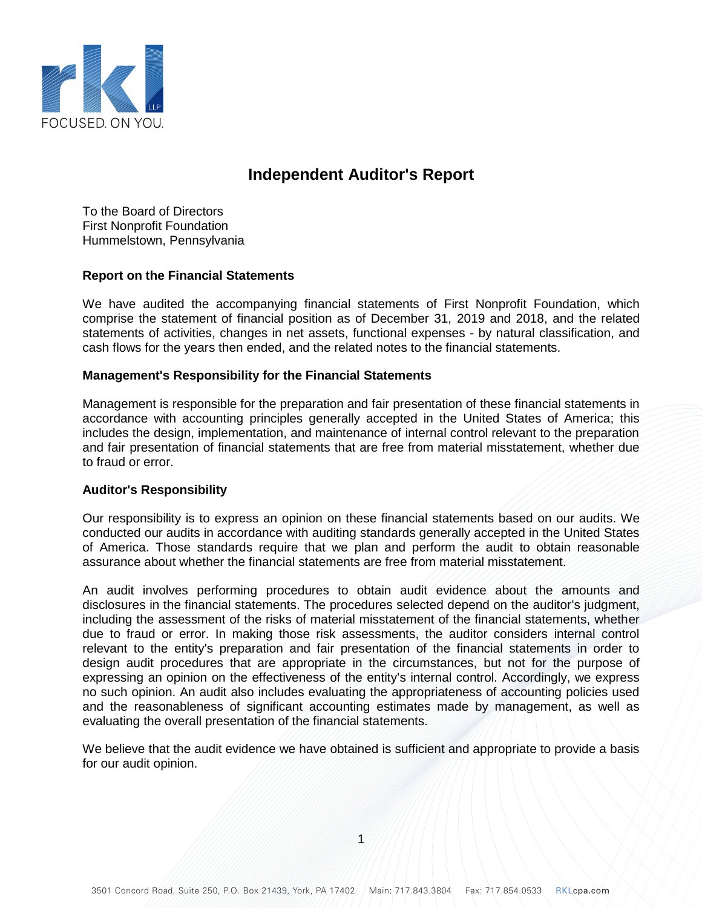# Independent Auditor's Report

To the Board of Directors
First Nonprofit Foundation
Hummelstown, Pennsylvania

### Report on the Financial Statements

We have audited the accompanying financial statements of First Nonprofit Foundation, which comprise the statement of financial position as of December 31, 2019 and 2018, and the related statements of activities, changes in net assets, functional expenses - by natural classification, and cash flows for the years then ended, and the related notes to the financial statements.

### Management's Responsibility for the Financial Statements

Management is responsible for the preparation and fair presentation of these financial statements in accordance with accounting principles generally accepted in the United States of America; this includes the design, implementation, and maintenance of internal control relevant to the preparation and fair presentation of financial statements that are free from material misstatement, whether due to fraud or error.

### Auditor's Responsibility

Our responsibility is to express an opinion on these financial statements based on our audits. We conducted our audits in accordance with auditing standards generally accepted in the United States of America. Those standards require that we plan and perform the audit to obtain reasonable assurance about whether the financial statements are free from material misstatement.

An audit involves performing procedures to obtain audit evidence about the amounts and disclosures in the financial statements. The procedures selected depend on the auditor's judgment, including the assessment of the risks of material misstatement of the financial statements, whether due to fraud or error. In making those risk assessments, the auditor considers internal control relevant to the entity's preparation and fair presentation of the financial statements in order to design audit procedures that are appropriate in the circumstances, but not for the purpose of expressing an opinion on the effectiveness of the entity's internal control. Accordingly, we express no such opinion. An audit also includes evaluating the appropriateness of accounting policies used and the reasonableness of significant accounting estimates made by management, as well as evaluating the overall presentation of the financial statements.

We believe that the audit evidence we have obtained is sufficient and appropriate to provide a basis for our audit opinion.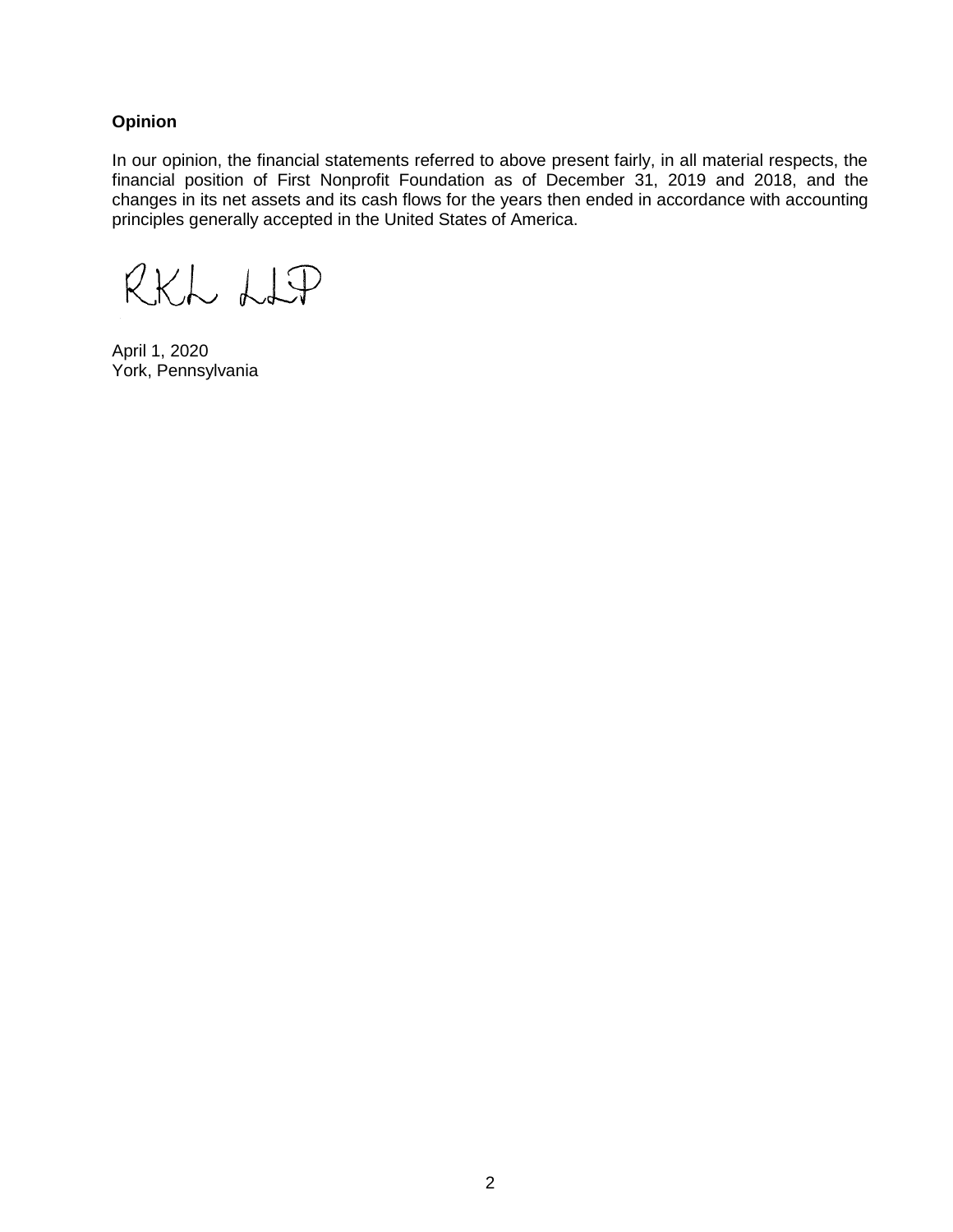**Opinion**

In our opinion, the financial statements referred to above present fairly, in all material respects, the financial position of First Nonprofit Foundation as of December 31, 2019 and 2018, and the changes in its net assets and its cash flows for the years then ended in accordance with accounting principles generally accepted in the United States of America.

RKL LLP

April 1, 2020
York, Pennsylvania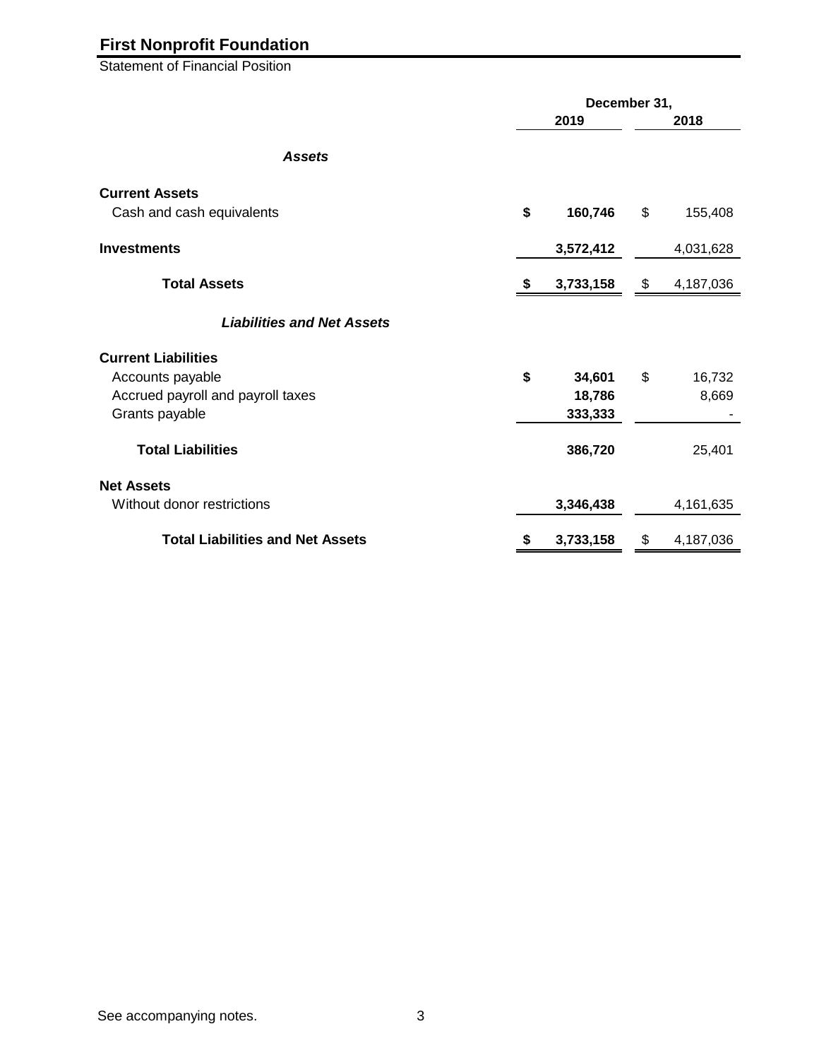# First Nonprofit Foundation

Statement of Financial Position

| | December 31, 2019 | December 31, 2018 |
|---|---|---|
| ***Assets*** | | |
| **Current Assets** | | |
| Cash and cash equivalents | **$ 160,746** | $ 155,408 |
| **Investments** | **3,572,412** | 4,031,628 |
| **Total Assets** | **$ 3,733,158** | $ 4,187,036 |
| ***Liabilities and Net Assets*** | | |
| **Current Liabilities** | | |
| Accounts payable | **$ 34,601** | $ 16,732 |
| Accrued payroll and payroll taxes | **18,786** | 8,669 |
| Grants payable | **333,333** | - |
| **Total Liabilities** | **386,720** | 25,401 |
| **Net Assets** | | |
| Without donor restrictions | **3,346,438** | 4,161,635 |
| **Total Liabilities and Net Assets** | **$ 3,733,158** | $ 4,187,036 |

See accompanying notes.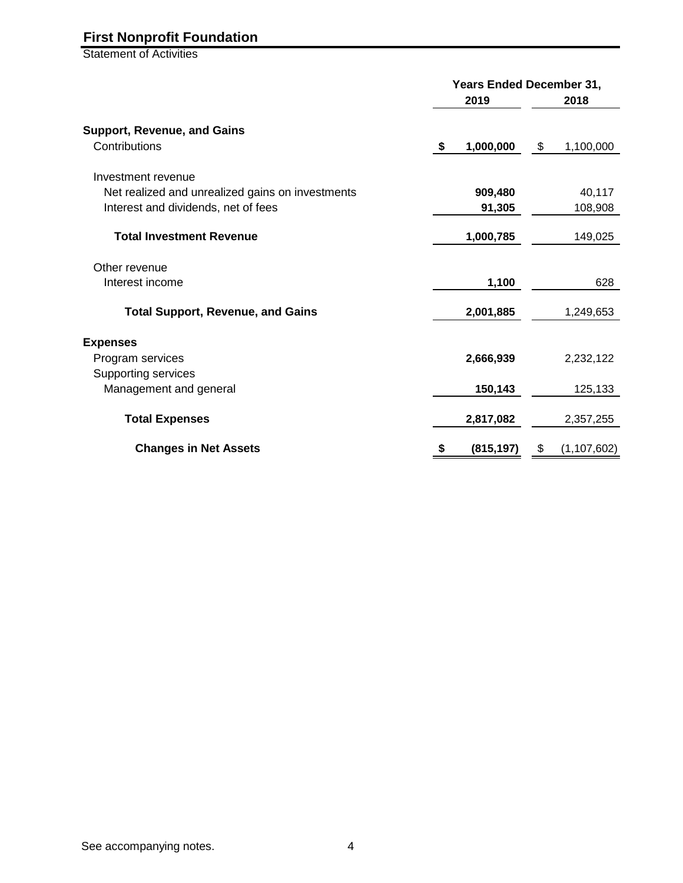# First Nonprofit Foundation

Statement of Activities

| | Years Ended December 31, | |
|---|---|---|
| | **2019** | **2018** |
| **Support, Revenue, and Gains** | | |
| Contributions | **$ 1,000,000** | $ 1,100,000 |
| Investment revenue | | |
| Net realized and unrealized gains on investments | **909,480** | 40,117 |
| Interest and dividends, net of fees | **91,305** | 108,908 |
| **Total Investment Revenue** | **1,000,785** | 149,025 |
| Other revenue | | |
| Interest income | **1,100** | 628 |
| **Total Support, Revenue, and Gains** | **2,001,885** | 1,249,653 |
| **Expenses** | | |
| Program services | **2,666,939** | 2,232,122 |
| Supporting services | | |
| Management and general | **150,143** | 125,133 |
| **Total Expenses** | **2,817,082** | 2,357,255 |
| **Changes in Net Assets** | **$ (815,197)** | $ (1,107,602) |

See accompanying notes.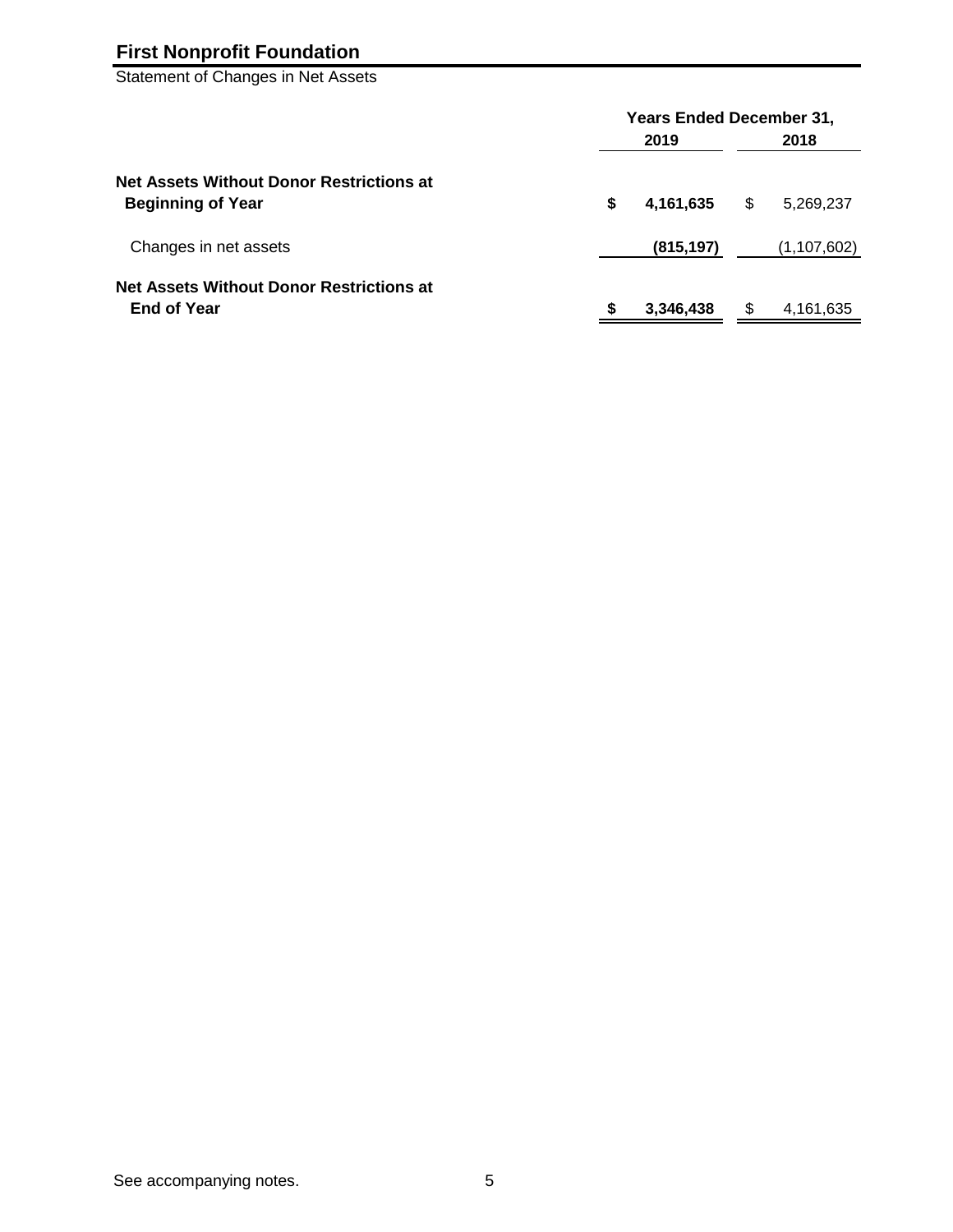# First Nonprofit Foundation

Statement of Changes in Net Assets

| | Years Ended December 31, | |
|---|---|---|
| | **2019** | **2018** |
| **Net Assets Without Donor Restrictions at Beginning of Year** | **$ 4,161,635** | $ 5,269,237 |
| Changes in net assets | **(815,197)** | (1,107,602) |
| **Net Assets Without Donor Restrictions at End of Year** | **$ 3,346,438** | $ 4,161,635 |

See accompanying notes.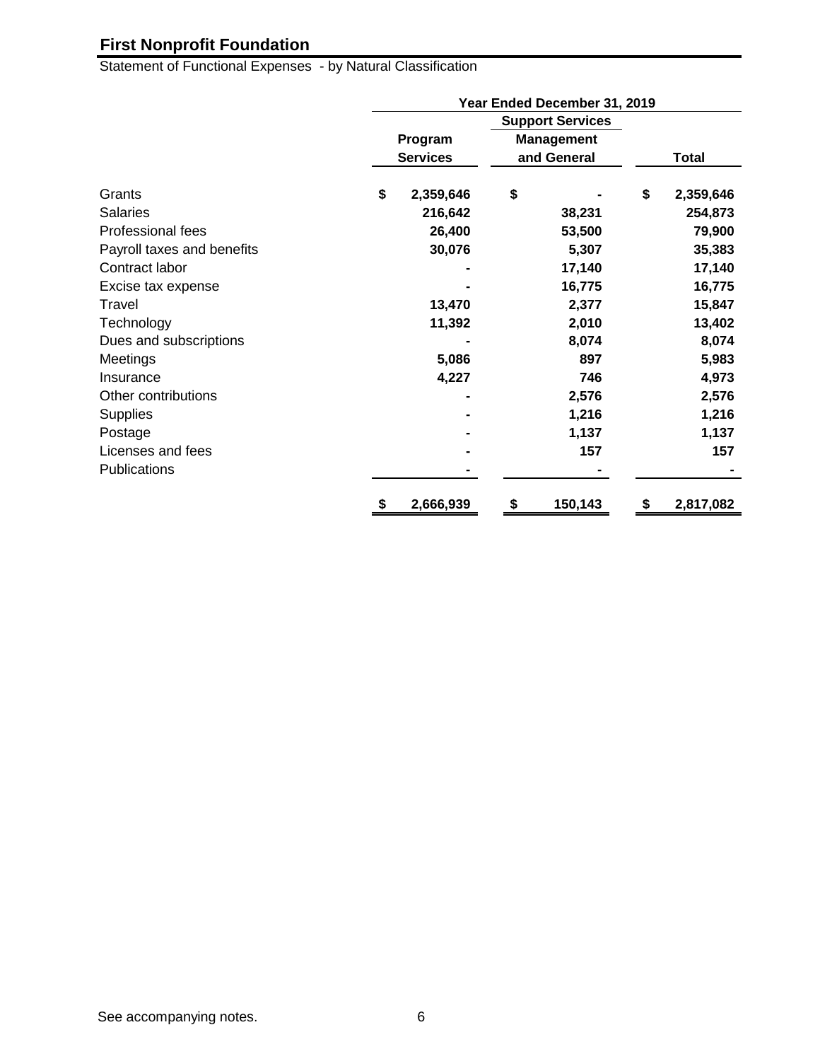# First Nonprofit Foundation

Statement of Functional Expenses - by Natural Classification

| | Year Ended December 31, 2019 | | |
|---|---|---|---|
| | | Support Services | |
| | Program Services | Management and General | Total |
| Grants | $ 2,359,646 | $ - | $ 2,359,646 |
| Salaries | 216,642 | 38,231 | 254,873 |
| Professional fees | 26,400 | 53,500 | 79,900 |
| Payroll taxes and benefits | 30,076 | 5,307 | 35,383 |
| Contract labor | - | 17,140 | 17,140 |
| Excise tax expense | - | 16,775 | 16,775 |
| Travel | 13,470 | 2,377 | 15,847 |
| Technology | 11,392 | 2,010 | 13,402 |
| Dues and subscriptions | - | 8,074 | 8,074 |
| Meetings | 5,086 | 897 | 5,983 |
| Insurance | 4,227 | 746 | 4,973 |
| Other contributions | - | 2,576 | 2,576 |
| Supplies | - | 1,216 | 1,216 |
| Postage | - | 1,137 | 1,137 |
| Licenses and fees | - | 157 | 157 |
| Publications | - | - | - |
| | $ 2,666,939 | $ 150,143 | $ 2,817,082 |

See accompanying notes.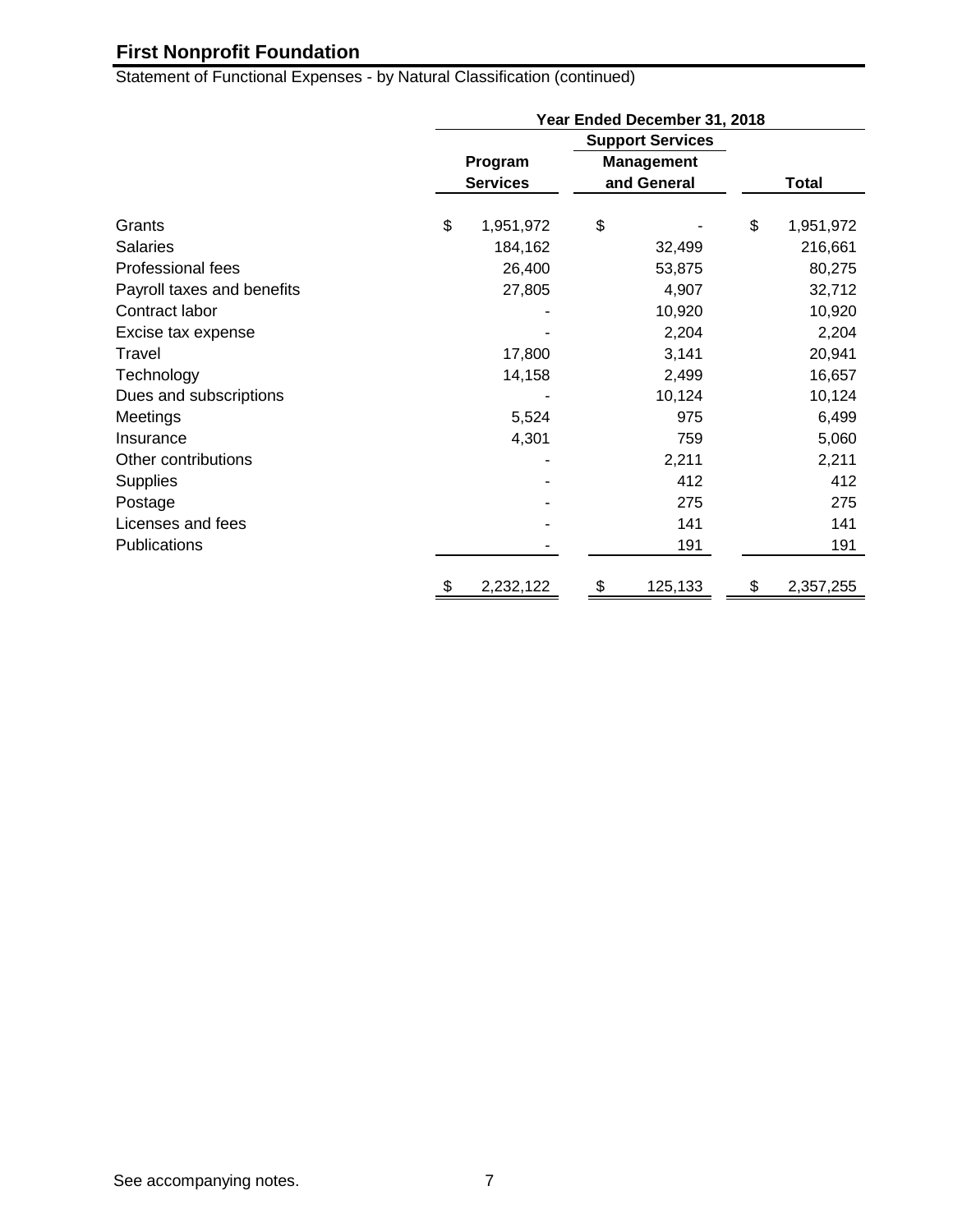# First Nonprofit Foundation

Statement of Functional Expenses - by Natural Classification (continued)

| | Year Ended December 31, 2018 | | |
|---|---|---|---|
| | | Support Services | |
| | Program Services | Management and General | Total |
| Grants | $ 1,951,972 | $ - | $ 1,951,972 |
| Salaries | 184,162 | 32,499 | 216,661 |
| Professional fees | 26,400 | 53,875 | 80,275 |
| Payroll taxes and benefits | 27,805 | 4,907 | 32,712 |
| Contract labor | - | 10,920 | 10,920 |
| Excise tax expense | - | 2,204 | 2,204 |
| Travel | 17,800 | 3,141 | 20,941 |
| Technology | 14,158 | 2,499 | 16,657 |
| Dues and subscriptions | - | 10,124 | 10,124 |
| Meetings | 5,524 | 975 | 6,499 |
| Insurance | 4,301 | 759 | 5,060 |
| Other contributions | - | 2,211 | 2,211 |
| Supplies | - | 412 | 412 |
| Postage | - | 275 | 275 |
| Licenses and fees | - | 141 | 141 |
| Publications | - | 191 | 191 |
| | $ 2,232,122 | $ 125,133 | $ 2,357,255 |

See accompanying notes.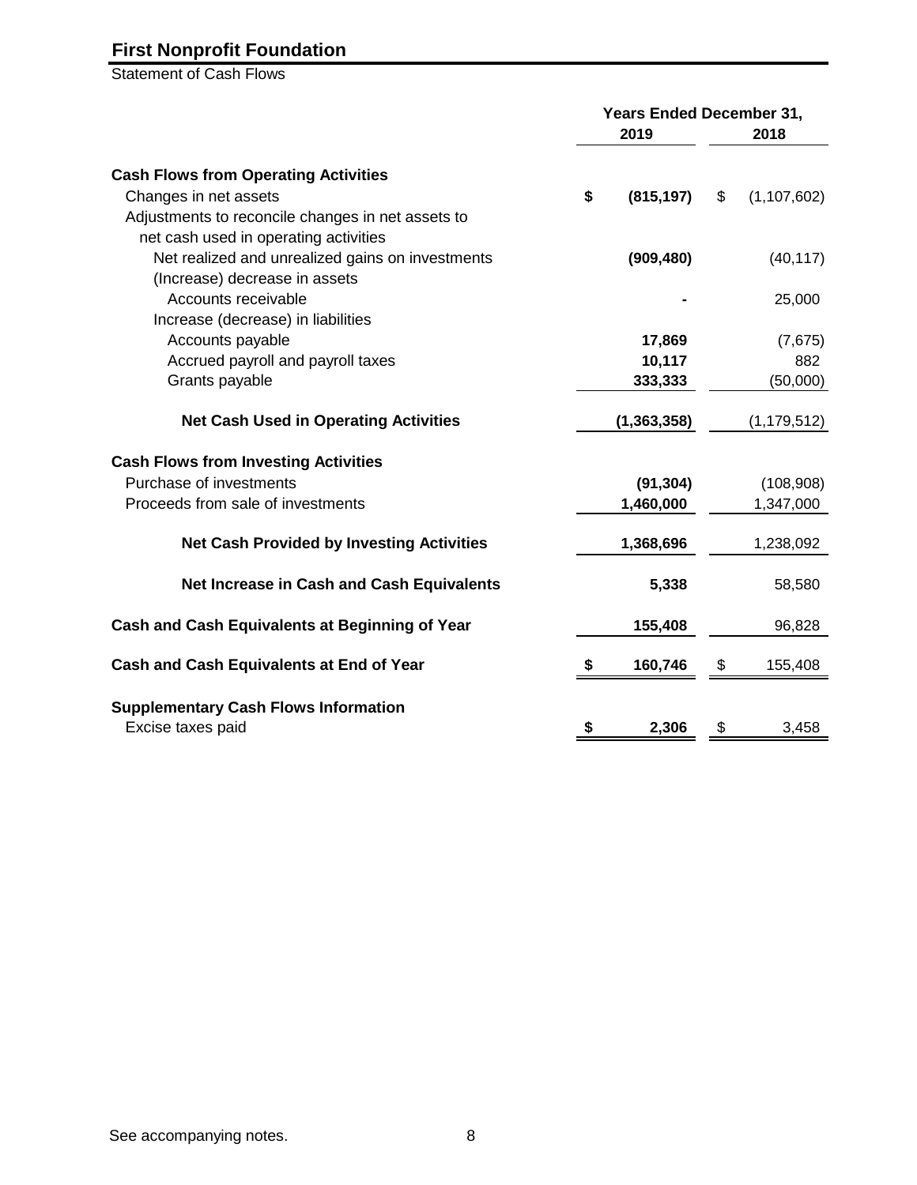# First Nonprofit Foundation

Statement of Cash Flows

| | Years Ended December 31, | |
|---|---|---|
| | 2019 | 2018 |
| **Cash Flows from Operating Activities** | | |
| Changes in net assets | $ (815,197) | $ (1,107,602) |
| Adjustments to reconcile changes in net assets to net cash used in operating activities | | |
| Net realized and unrealized gains on investments | (909,480) | (40,117) |
| (Increase) decrease in assets | | |
| Accounts receivable | - | 25,000 |
| Increase (decrease) in liabilities | | |
| Accounts payable | 17,869 | (7,675) |
| Accrued payroll and payroll taxes | 10,117 | 882 |
| Grants payable | 333,333 | (50,000) |
| **Net Cash Used in Operating Activities** | (1,363,358) | (1,179,512) |
| **Cash Flows from Investing Activities** | | |
| Purchase of investments | (91,304) | (108,908) |
| Proceeds from sale of investments | 1,460,000 | 1,347,000 |
| **Net Cash Provided by Investing Activities** | 1,368,696 | 1,238,092 |
| **Net Increase in Cash and Cash Equivalents** | 5,338 | 58,580 |
| **Cash and Cash Equivalents at Beginning of Year** | 155,408 | 96,828 |
| **Cash and Cash Equivalents at End of Year** | $ 160,746 | $ 155,408 |
| **Supplementary Cash Flows Information** | | |
| Excise taxes paid | $ 2,306 | $ 3,458 |

See accompanying notes.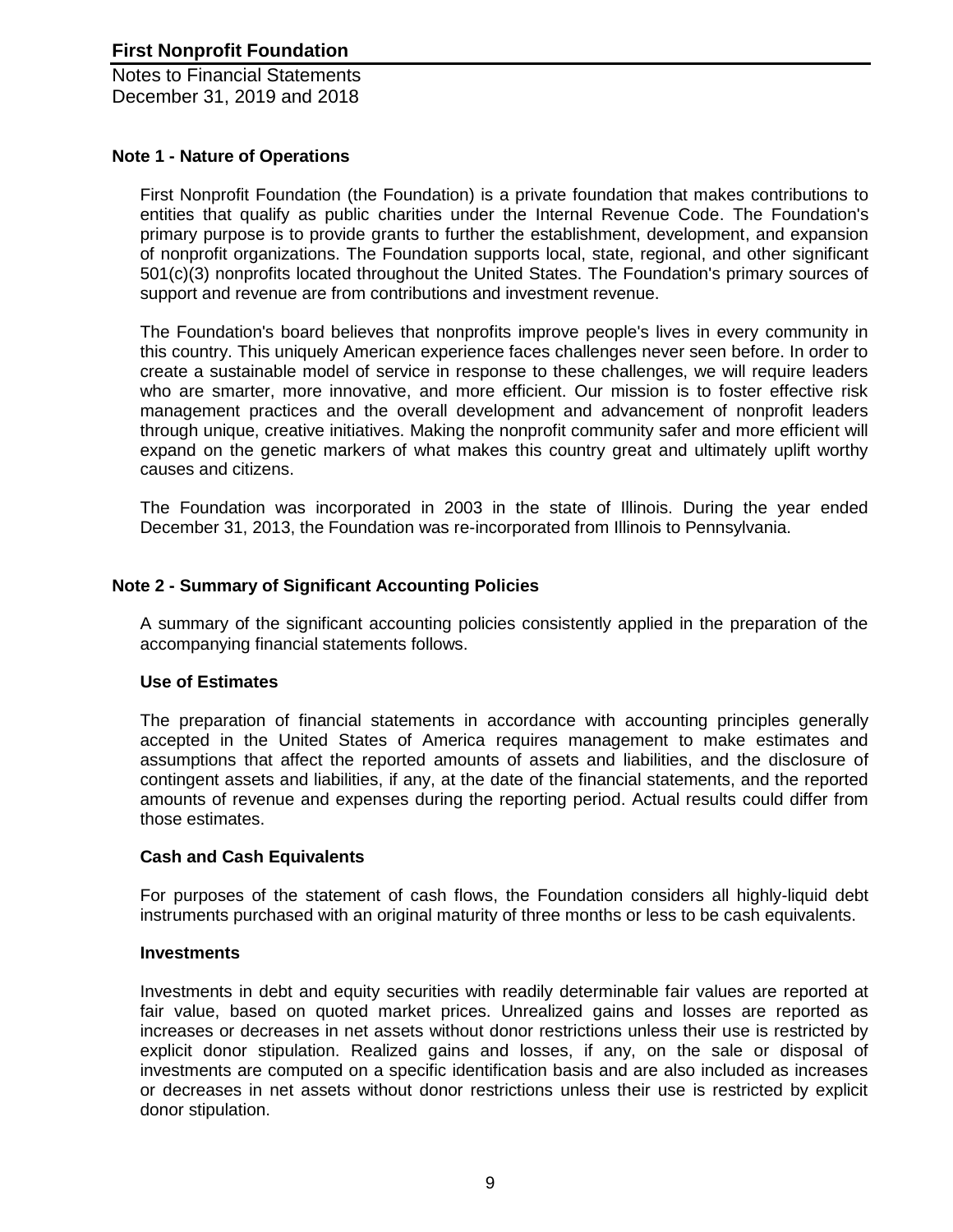# First Nonprofit Foundation

Notes to Financial Statements
December 31, 2019 and 2018

## Note 1 - Nature of Operations

First Nonprofit Foundation (the Foundation) is a private foundation that makes contributions to entities that qualify as public charities under the Internal Revenue Code. The Foundation's primary purpose is to provide grants to further the establishment, development, and expansion of nonprofit organizations. The Foundation supports local, state, regional, and other significant 501(c)(3) nonprofits located throughout the United States. The Foundation's primary sources of support and revenue are from contributions and investment revenue.

The Foundation's board believes that nonprofits improve people's lives in every community in this country. This uniquely American experience faces challenges never seen before. In order to create a sustainable model of service in response to these challenges, we will require leaders who are smarter, more innovative, and more efficient. Our mission is to foster effective risk management practices and the overall development and advancement of nonprofit leaders through unique, creative initiatives. Making the nonprofit community safer and more efficient will expand on the genetic markers of what makes this country great and ultimately uplift worthy causes and citizens.

The Foundation was incorporated in 2003 in the state of Illinois. During the year ended December 31, 2013, the Foundation was re-incorporated from Illinois to Pennsylvania.

## Note 2 - Summary of Significant Accounting Policies

A summary of the significant accounting policies consistently applied in the preparation of the accompanying financial statements follows.

### Use of Estimates

The preparation of financial statements in accordance with accounting principles generally accepted in the United States of America requires management to make estimates and assumptions that affect the reported amounts of assets and liabilities, and the disclosure of contingent assets and liabilities, if any, at the date of the financial statements, and the reported amounts of revenue and expenses during the reporting period. Actual results could differ from those estimates.

### Cash and Cash Equivalents

For purposes of the statement of cash flows, the Foundation considers all highly-liquid debt instruments purchased with an original maturity of three months or less to be cash equivalents.

### Investments

Investments in debt and equity securities with readily determinable fair values are reported at fair value, based on quoted market prices. Unrealized gains and losses are reported as increases or decreases in net assets without donor restrictions unless their use is restricted by explicit donor stipulation. Realized gains and losses, if any, on the sale or disposal of investments are computed on a specific identification basis and are also included as increases or decreases in net assets without donor restrictions unless their use is restricted by explicit donor stipulation.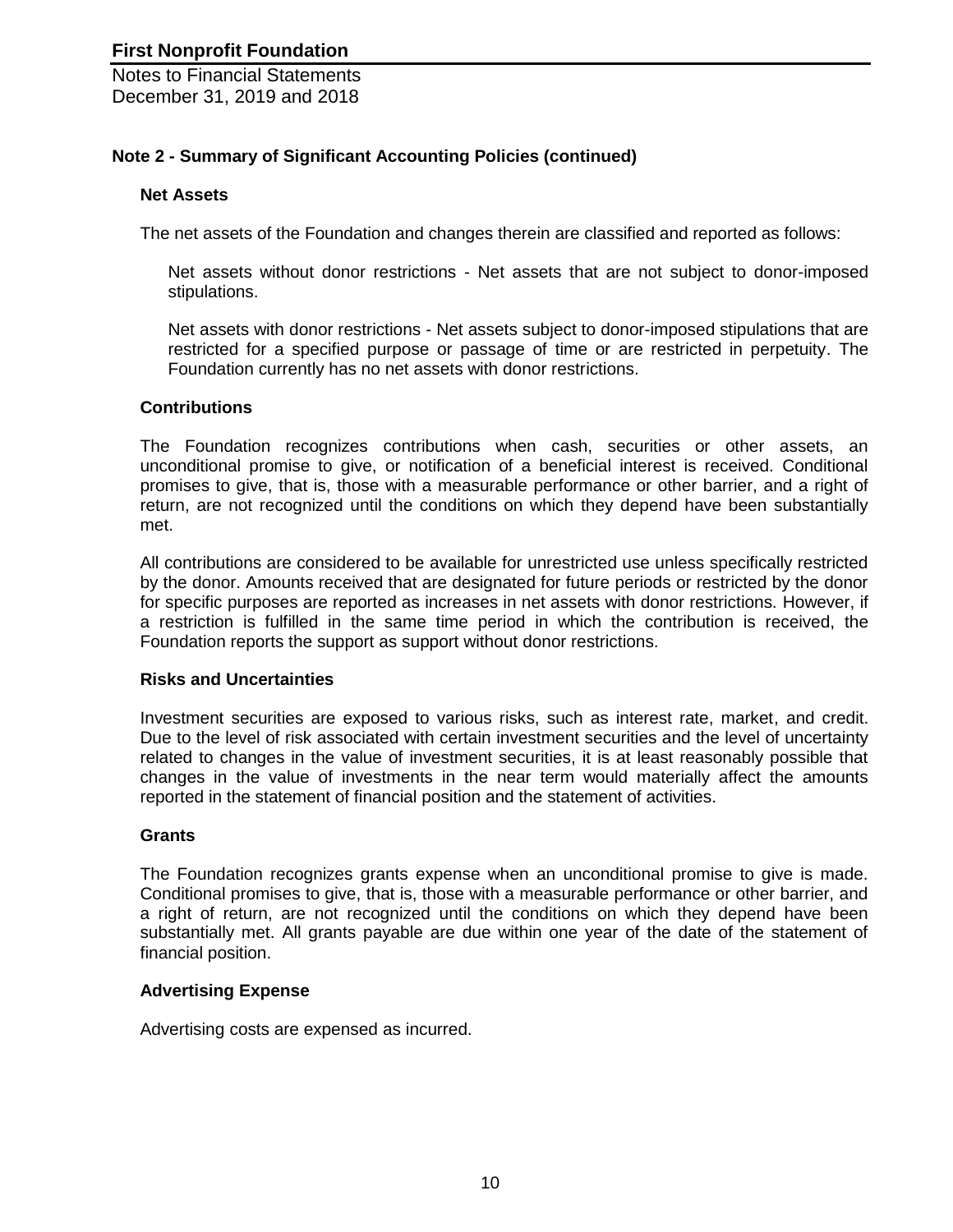# First Nonprofit Foundation

Notes to Financial Statements
December 31, 2019 and 2018

## Note 2 - Summary of Significant Accounting Policies (continued)

### Net Assets

The net assets of the Foundation and changes therein are classified and reported as follows:

Net assets without donor restrictions - Net assets that are not subject to donor-imposed stipulations.

Net assets with donor restrictions - Net assets subject to donor-imposed stipulations that are restricted for a specified purpose or passage of time or are restricted in perpetuity. The Foundation currently has no net assets with donor restrictions.

### Contributions

The Foundation recognizes contributions when cash, securities or other assets, an unconditional promise to give, or notification of a beneficial interest is received. Conditional promises to give, that is, those with a measurable performance or other barrier, and a right of return, are not recognized until the conditions on which they depend have been substantially met.

All contributions are considered to be available for unrestricted use unless specifically restricted by the donor. Amounts received that are designated for future periods or restricted by the donor for specific purposes are reported as increases in net assets with donor restrictions. However, if a restriction is fulfilled in the same time period in which the contribution is received, the Foundation reports the support as support without donor restrictions.

### Risks and Uncertainties

Investment securities are exposed to various risks, such as interest rate, market, and credit. Due to the level of risk associated with certain investment securities and the level of uncertainty related to changes in the value of investment securities, it is at least reasonably possible that changes in the value of investments in the near term would materially affect the amounts reported in the statement of financial position and the statement of activities.

### Grants

The Foundation recognizes grants expense when an unconditional promise to give is made. Conditional promises to give, that is, those with a measurable performance or other barrier, and a right of return, are not recognized until the conditions on which they depend have been substantially met. All grants payable are due within one year of the date of the statement of financial position.

### Advertising Expense

Advertising costs are expensed as incurred.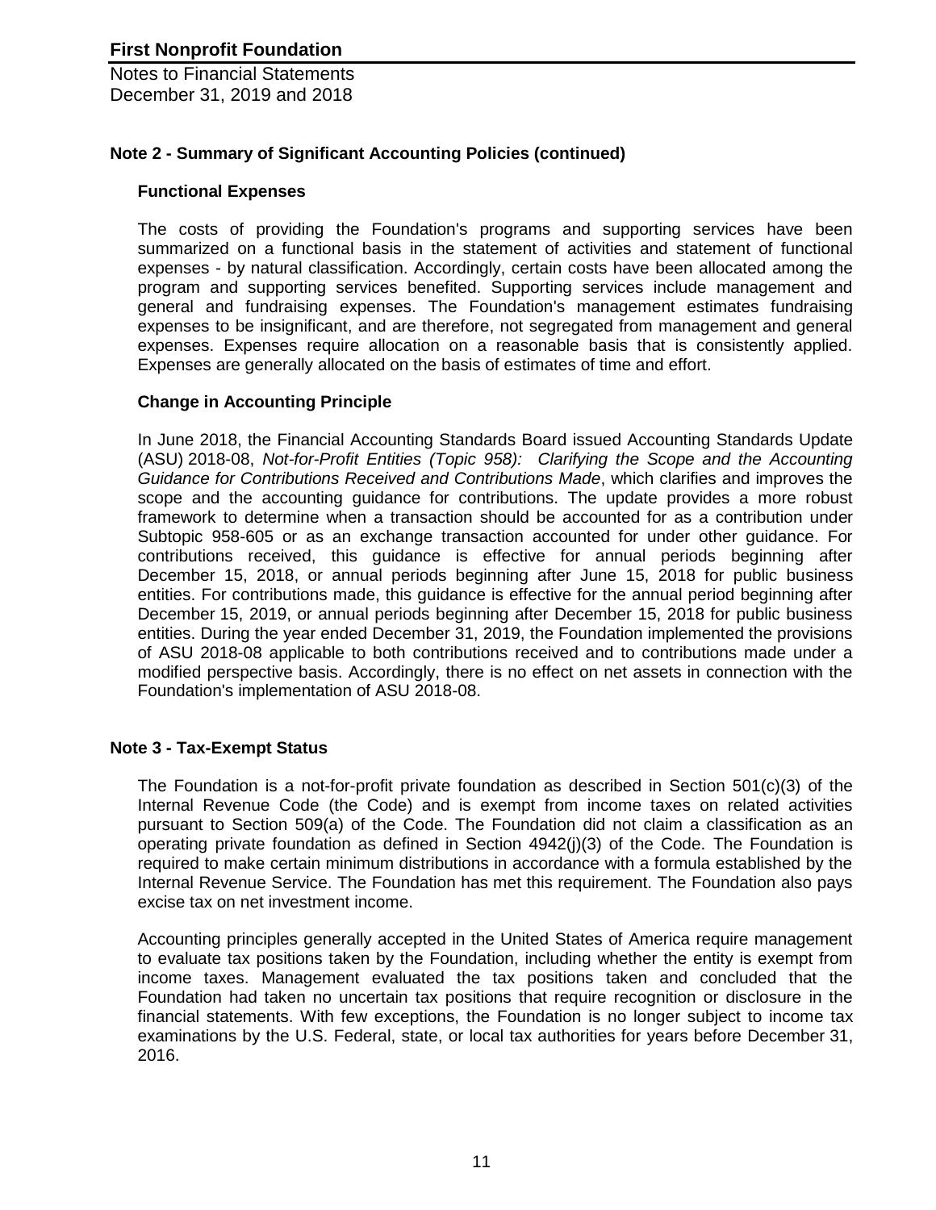## Note 2 - Summary of Significant Accounting Policies (continued)

### Functional Expenses

The costs of providing the Foundation's programs and supporting services have been summarized on a functional basis in the statement of activities and statement of functional expenses - by natural classification. Accordingly, certain costs have been allocated among the program and supporting services benefited. Supporting services include management and general and fundraising expenses. The Foundation's management estimates fundraising expenses to be insignificant, and are therefore, not segregated from management and general expenses. Expenses require allocation on a reasonable basis that is consistently applied. Expenses are generally allocated on the basis of estimates of time and effort.

### Change in Accounting Principle

In June 2018, the Financial Accounting Standards Board issued Accounting Standards Update (ASU) 2018-08, *Not-for-Profit Entities (Topic 958): Clarifying the Scope and the Accounting Guidance for Contributions Received and Contributions Made*, which clarifies and improves the scope and the accounting guidance for contributions. The update provides a more robust framework to determine when a transaction should be accounted for as a contribution under Subtopic 958-605 or as an exchange transaction accounted for under other guidance. For contributions received, this guidance is effective for annual periods beginning after December 15, 2018, or annual periods beginning after June 15, 2018 for public business entities. For contributions made, this guidance is effective for the annual period beginning after December 15, 2019, or annual periods beginning after December 15, 2018 for public business entities. During the year ended December 31, 2019, the Foundation implemented the provisions of ASU 2018-08 applicable to both contributions received and to contributions made under a modified perspective basis. Accordingly, there is no effect on net assets in connection with the Foundation's implementation of ASU 2018-08.

## Note 3 - Tax-Exempt Status

The Foundation is a not-for-profit private foundation as described in Section 501(c)(3) of the Internal Revenue Code (the Code) and is exempt from income taxes on related activities pursuant to Section 509(a) of the Code. The Foundation did not claim a classification as an operating private foundation as defined in Section 4942(j)(3) of the Code. The Foundation is required to make certain minimum distributions in accordance with a formula established by the Internal Revenue Service. The Foundation has met this requirement. The Foundation also pays excise tax on net investment income.

Accounting principles generally accepted in the United States of America require management to evaluate tax positions taken by the Foundation, including whether the entity is exempt from income taxes. Management evaluated the tax positions taken and concluded that the Foundation had taken no uncertain tax positions that require recognition or disclosure in the financial statements. With few exceptions, the Foundation is no longer subject to income tax examinations by the U.S. Federal, state, or local tax authorities for years before December 31, 2016.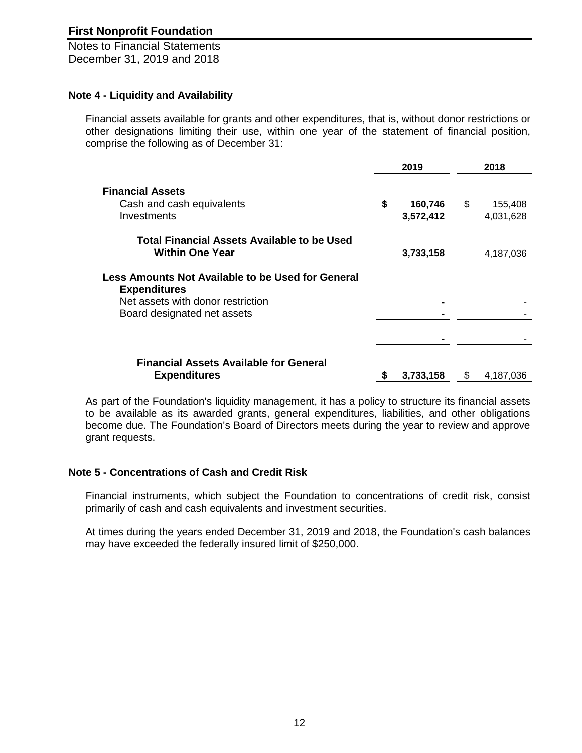# First Nonprofit Foundation

Notes to Financial Statements
December 31, 2019 and 2018

## Note 4 - Liquidity and Availability

Financial assets available for grants and other expenditures, that is, without donor restrictions or other designations limiting their use, within one year of the statement of financial position, comprise the following as of December 31:

| | 2019 | 2018 |
|---|---|---|
| **Financial Assets** | | |
| Cash and cash equivalents | **$ 160,746** | $ 155,408 |
| Investments | **3,572,412** | 4,031,628 |
| **Total Financial Assets Available to be Used Within One Year** | **3,733,158** | 4,187,036 |
| **Less Amounts Not Available to be Used for General Expenditures** | | |
| Net assets with donor restriction | **-** | - |
| Board designated net assets | **-** | - |
| | **-** | - |
| **Financial Assets Available for General Expenditures** | **$ 3,733,158** | $ 4,187,036 |

As part of the Foundation's liquidity management, it has a policy to structure its financial assets to be available as its awarded grants, general expenditures, liabilities, and other obligations become due. The Foundation's Board of Directors meets during the year to review and approve grant requests.

## Note 5 - Concentrations of Cash and Credit Risk

Financial instruments, which subject the Foundation to concentrations of credit risk, consist primarily of cash and cash equivalents and investment securities.

At times during the years ended December 31, 2019 and 2018, the Foundation's cash balances may have exceeded the federally insured limit of $250,000.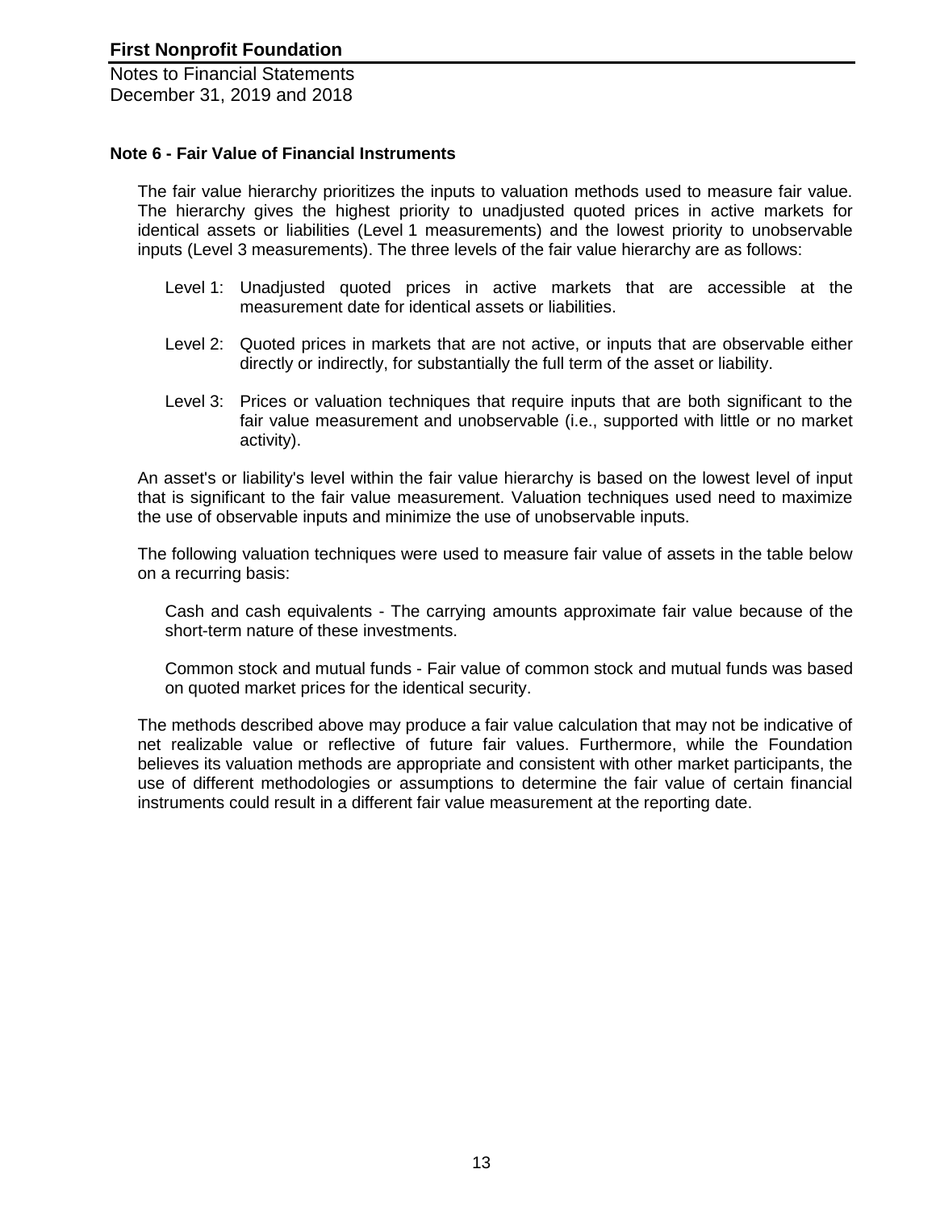**Note 6 - Fair Value of Financial Instruments**

The fair value hierarchy prioritizes the inputs to valuation methods used to measure fair value. The hierarchy gives the highest priority to unadjusted quoted prices in active markets for identical assets or liabilities (Level 1 measurements) and the lowest priority to unobservable inputs (Level 3 measurements). The three levels of the fair value hierarchy are as follows:

Level 1: Unadjusted quoted prices in active markets that are accessible at the measurement date for identical assets or liabilities.

Level 2: Quoted prices in markets that are not active, or inputs that are observable either directly or indirectly, for substantially the full term of the asset or liability.

Level 3: Prices or valuation techniques that require inputs that are both significant to the fair value measurement and unobservable (i.e., supported with little or no market activity).

An asset's or liability's level within the fair value hierarchy is based on the lowest level of input that is significant to the fair value measurement. Valuation techniques used need to maximize the use of observable inputs and minimize the use of unobservable inputs.

The following valuation techniques were used to measure fair value of assets in the table below on a recurring basis:

Cash and cash equivalents - The carrying amounts approximate fair value because of the short-term nature of these investments.

Common stock and mutual funds - Fair value of common stock and mutual funds was based on quoted market prices for the identical security.

The methods described above may produce a fair value calculation that may not be indicative of net realizable value or reflective of future fair values. Furthermore, while the Foundation believes its valuation methods are appropriate and consistent with other market participants, the use of different methodologies or assumptions to determine the fair value of certain financial instruments could result in a different fair value measurement at the reporting date.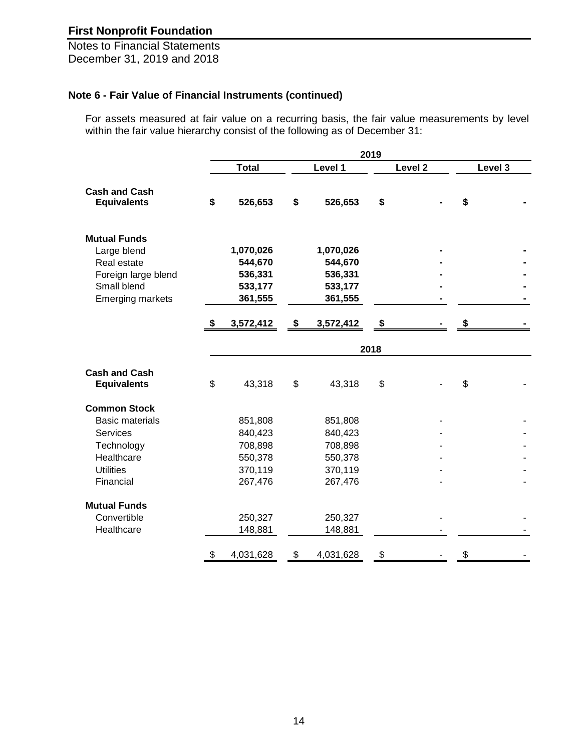**First Nonprofit Foundation**

Notes to Financial Statements
December 31, 2019 and 2018

### Note 6 - Fair Value of Financial Instruments (continued)

For assets measured at fair value on a recurring basis, the fair value measurements by level within the fair value hierarchy consist of the following as of December 31:

| | 2019 | | | |
|---|---|---|---|---|
| | **Total** | **Level 1** | **Level 2** | **Level 3** |
| **Cash and Cash Equivalents** | **$ 526,653** | **$ 526,653** | **$ -** | **$ -** |
| **Mutual Funds** | | | | |
| Large blend | **1,070,026** | **1,070,026** | **-** | **-** |
| Real estate | **544,670** | **544,670** | **-** | **-** |
| Foreign large blend | **536,331** | **536,331** | **-** | **-** |
| Small blend | **533,177** | **533,177** | **-** | **-** |
| Emerging markets | **361,555** | **361,555** | **-** | **-** |
| | **$ 3,572,412** | **$ 3,572,412** | **$ -** | **$ -** |
| | **2018** | | | |
| **Cash and Cash Equivalents** | $ 43,318 | $ 43,318 | $ - | $ - |
| **Common Stock** | | | | |
| Basic materials | 851,808 | 851,808 | - | - |
| Services | 840,423 | 840,423 | - | - |
| Technology | 708,898 | 708,898 | - | - |
| Healthcare | 550,378 | 550,378 | - | - |
| Utilities | 370,119 | 370,119 | - | - |
| Financial | 267,476 | 267,476 | - | - |
| **Mutual Funds** | | | | |
| Convertible | 250,327 | 250,327 | - | - |
| Healthcare | 148,881 | 148,881 | - | - |
| | $ 4,031,628 | $ 4,031,628 | $ - | $ - |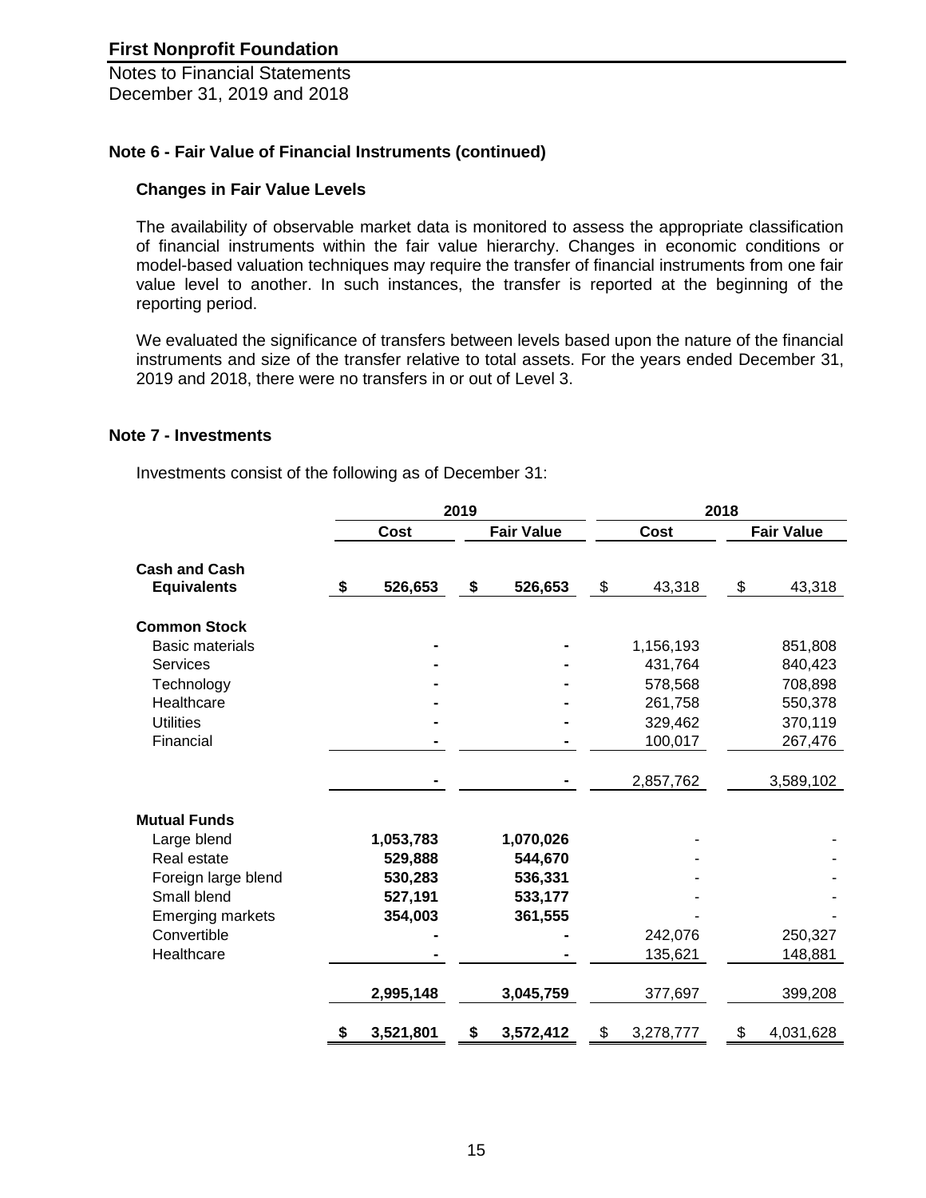**First Nonprofit Foundation**

Notes to Financial Statements
December 31, 2019 and 2018

## Note 6 - Fair Value of Financial Instruments (continued)

### Changes in Fair Value Levels

The availability of observable market data is monitored to assess the appropriate classification of financial instruments within the fair value hierarchy. Changes in economic conditions or model-based valuation techniques may require the transfer of financial instruments from one fair value level to another. In such instances, the transfer is reported at the beginning of the reporting period.

We evaluated the significance of transfers between levels based upon the nature of the financial instruments and size of the transfer relative to total assets. For the years ended December 31, 2019 and 2018, there were no transfers in or out of Level 3.

## Note 7 - Investments

Investments consist of the following as of December 31:

| | 2019 | | 2018 | |
|---|---|---|---|---|
| | **Cost** | **Fair Value** | **Cost** | **Fair Value** |
| **Cash and Cash Equivalents** | **$ 526,653** | **$ 526,653** | $ 43,318 | $ 43,318 |
| **Common Stock** | | | | |
| Basic materials | **-** | **-** | 1,156,193 | 851,808 |
| Services | **-** | **-** | 431,764 | 840,423 |
| Technology | **-** | **-** | 578,568 | 708,898 |
| Healthcare | **-** | **-** | 261,758 | 550,378 |
| Utilities | **-** | **-** | 329,462 | 370,119 |
| Financial | **-** | **-** | 100,017 | 267,476 |
| | **-** | **-** | 2,857,762 | 3,589,102 |
| **Mutual Funds** | | | | |
| Large blend | **1,053,783** | **1,070,026** | - | - |
| Real estate | **529,888** | **544,670** | - | - |
| Foreign large blend | **530,283** | **536,331** | - | - |
| Small blend | **527,191** | **533,177** | - | - |
| Emerging markets | **354,003** | **361,555** | - | - |
| Convertible | **-** | **-** | 242,076 | 250,327 |
| Healthcare | **-** | **-** | 135,621 | 148,881 |
| | **2,995,148** | **3,045,759** | 377,697 | 399,208 |
| | **$ 3,521,801** | **$ 3,572,412** | $ 3,278,777 | $ 4,031,628 |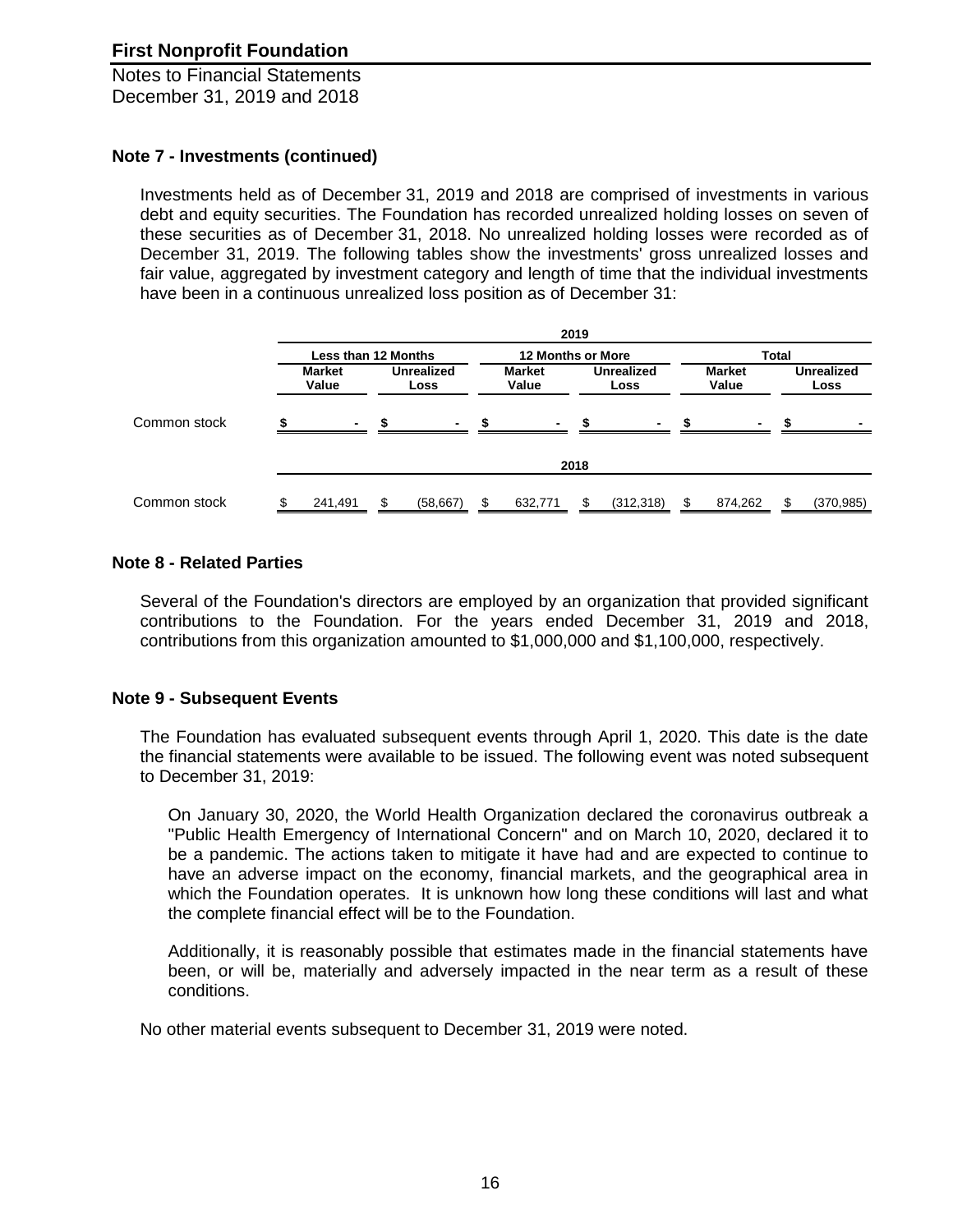## First Nonprofit Foundation

Notes to Financial Statements
December 31, 2019 and 2018

### Note 7 - Investments (continued)

Investments held as of December 31, 2019 and 2018 are comprised of investments in various debt and equity securities. The Foundation has recorded unrealized holding losses on seven of these securities as of December 31, 2018. No unrealized holding losses were recorded as of December 31, 2019. The following tables show the investments' gross unrealized losses and fair value, aggregated by investment category and length of time that the individual investments have been in a continuous unrealized loss position as of December 31:

| | 2019 | | | | | |
|---|---|---|---|---|---|---|
| | Less than 12 Months | | 12 Months or More | | Total | |
| | Market Value | Unrealized Loss | Market Value | Unrealized Loss | Market Value | Unrealized Loss |
| Common stock | $ - | $ - | $ - | $ - | $ - | $ - |
| | **2018** | | | | | |
| Common stock | $ 241,491 | $ (58,667) | $ 632,771 | $ (312,318) | $ 874,262 | $ (370,985) |

### Note 8 - Related Parties

Several of the Foundation's directors are employed by an organization that provided significant contributions to the Foundation. For the years ended December 31, 2019 and 2018, contributions from this organization amounted to $1,000,000 and $1,100,000, respectively.

### Note 9 - Subsequent Events

The Foundation has evaluated subsequent events through April 1, 2020. This date is the date the financial statements were available to be issued. The following event was noted subsequent to December 31, 2019:

On January 30, 2020, the World Health Organization declared the coronavirus outbreak a "Public Health Emergency of International Concern" and on March 10, 2020, declared it to be a pandemic. The actions taken to mitigate it have had and are expected to continue to have an adverse impact on the economy, financial markets, and the geographical area in which the Foundation operates. It is unknown how long these conditions will last and what the complete financial effect will be to the Foundation.

Additionally, it is reasonably possible that estimates made in the financial statements have been, or will be, materially and adversely impacted in the near term as a result of these conditions.

No other material events subsequent to December 31, 2019 were noted.